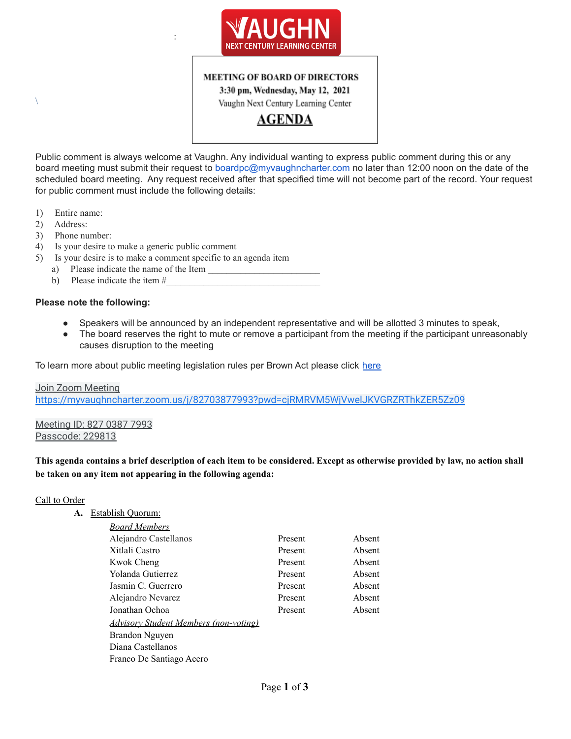VAUGHN
NEXT CENTURY LEARNING CENTER

**MEETING OF BOARD OF DIRECTORS**
**3:30 pm, Wednesday, May 12, 2021**
Vaughn Next Century Learning Center

# AGENDA

Public comment is always welcome at Vaughn. Any individual wanting to express public comment during this or any board meeting must submit their request to boardpc@myvaughncharter.com no later than 12:00 noon on the date of the scheduled board meeting. Any request received after that specified time will not become part of the record. Your request for public comment must include the following details:

1) Entire name:
2) Address:
3) Phone number:
4) Is your desire to make a generic public comment
5) Is your desire is to make a comment specific to an agenda item
   a) Please indicate the name of the Item ________________________
   b) Please indicate the item #_________________________________

**Please note the following:**

- Speakers will be announced by an independent representative and will be allotted 3 minutes to speak,
- The board reserves the right to mute or remove a participant from the meeting if the participant unreasonably causes disruption to the meeting

To learn more about public meeting legislation rules per Brown Act please click here

Join Zoom Meeting
https://myvaughncharter.zoom.us/j/82703877993?pwd=cjRMRVM5WjVwelJKVGRZRThkZER5Zz09

Meeting ID: 827 0387 7993
Passcode: 229813

**This agenda contains a brief description of each item to be considered. Except as otherwise provided by law, no action shall be taken on any item not appearing in the following agenda:**

Call to Order

**A.** Establish Quorum:

| *Board Members* | | |
|---|---|---|
| Alejandro Castellanos | Present | Absent |
| Xitlali Castro | Present | Absent |
| Kwok Cheng | Present | Absent |
| Yolanda Gutierrez | Present | Absent |
| Jasmin C. Guerrero | Present | Absent |
| Alejandro Nevarez | Present | Absent |
| Jonathan Ochoa | Present | Absent |

*Advisory Student Members (non-voting)*

Brandon Nguyen
Diana Castellanos
Franco De Santiago Acero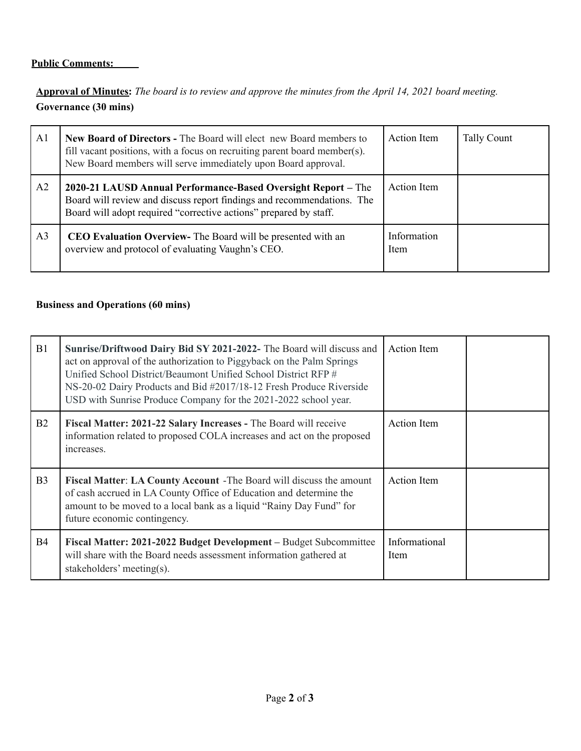**Public Comments:**

**Approval of Minutes:** *The board is to review and approve the minutes from the April 14, 2021 board meeting.*

**Governance (30 mins)**

| | | | |
|---|---|---|---|
| A1 | **New Board of Directors -** The Board will elect new Board members to fill vacant positions, with a focus on recruiting parent board member(s). New Board members will serve immediately upon Board approval. | Action Item | Tally Count |
| A2 | **2020-21 LAUSD Annual Performance-Based Oversight Report –** The Board will review and discuss report findings and recommendations. The Board will adopt required "corrective actions" prepared by staff. | Action Item | |
| A3 | **CEO Evaluation Overview-** The Board will be presented with an overview and protocol of evaluating Vaughn's CEO. | Information Item | |

**Business and Operations (60 mins)**

| | | | |
|---|---|---|---|
| B1 | **Sunrise/Driftwood Dairy Bid SY 2021-2022-** The Board will discuss and act on approval of the authorization to Piggyback on the Palm Springs Unified School District/Beaumont Unified School District RFP # NS-20-02 Dairy Products and Bid #2017/18-12 Fresh Produce Riverside USD with Sunrise Produce Company for the 2021-2022 school year. | Action Item | |
| B2 | **Fiscal Matter: 2021-22 Salary Increases -** The Board will receive information related to proposed COLA increases and act on the proposed increases. | Action Item | |
| B3 | **Fiscal Matter**: **LA County Account** -The Board will discuss the amount of cash accrued in LA County Office of Education and determine the amount to be moved to a local bank as a liquid "Rainy Day Fund" for future economic contingency. | Action Item | |
| B4 | **Fiscal Matter: 2021-2022 Budget Development –** Budget Subcommittee will share with the Board needs assessment information gathered at stakeholders' meeting(s). | Informational Item | |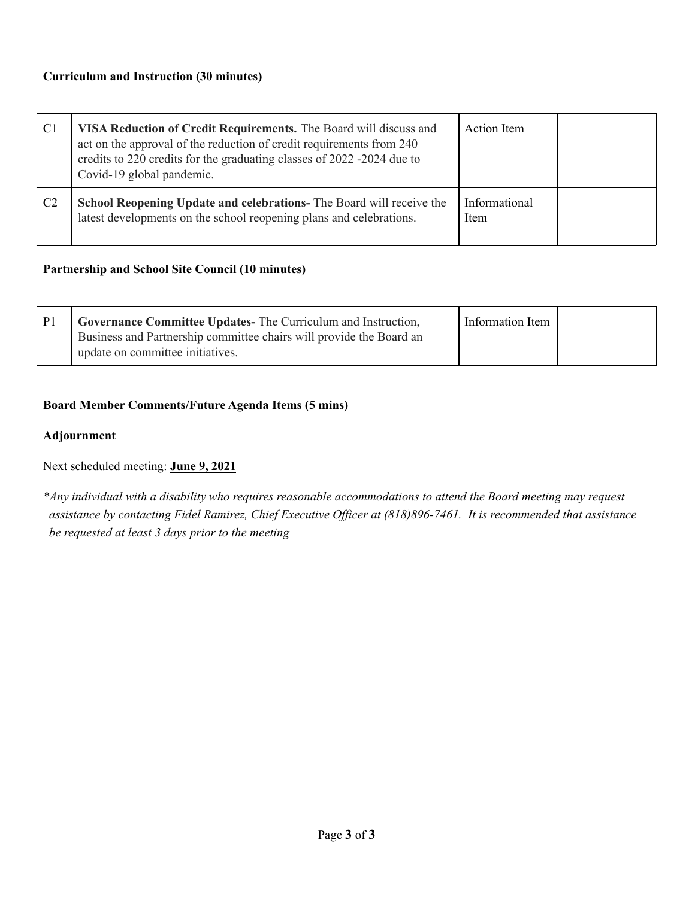**Curriculum and Instruction (30 minutes)**

| | | | |
|---|---|---|---|
| C1 | **VISA Reduction of Credit Requirements.** The Board will discuss and act on the approval of the reduction of credit requirements from 240 credits to 220 credits for the graduating classes of 2022 -2024 due to Covid-19 global pandemic. | Action Item | |
| C2 | **School Reopening Update and celebrations-** The Board will receive the latest developments on the school reopening plans and celebrations. | Informational Item | |

**Partnership and School Site Council (10 minutes)**

| | | | |
|---|---|---|---|
| P1 | **Governance Committee Updates-** The Curriculum and Instruction, Business and Partnership committee chairs will provide the Board an update on committee initiatives. | Information Item | |

**Board Member Comments/Future Agenda Items (5 mins)**

**Adjournment**

Next scheduled meeting: **June 9, 2021**

*\*Any individual with a disability who requires reasonable accommodations to attend the Board meeting may request assistance by contacting Fidel Ramirez, Chief Executive Officer at (818)896-7461. It is recommended that assistance be requested at least 3 days prior to the meeting*